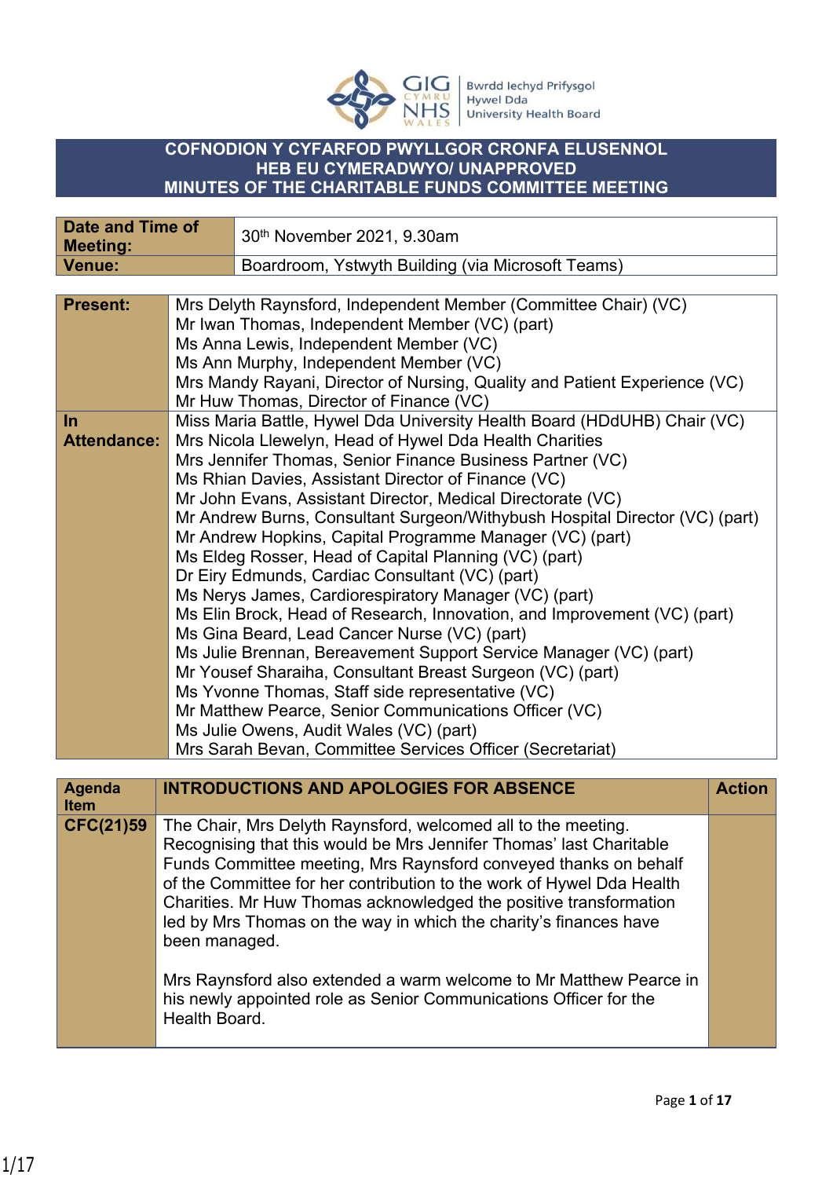Bwrdd Iechyd Prifysgol Hywel Dda University Health Board

# COFNODION Y CYFARFOD PWYLLGOR CRONFA ELUSENNOL HEB EU CYMERADWYO/ UNAPPROVED MINUTES OF THE CHARITABLE FUNDS COMMITTEE MEETING

| **Date and Time of Meeting:** | 30th November 2021, 9.30am |
|---|---|
| **Venue:** | Boardroom, Ystwyth Building (via Microsoft Teams) |

| | |
|---|---|
| **Present:** | Mrs Delyth Raynsford, Independent Member (Committee Chair) (VC)<br>Mr Iwan Thomas, Independent Member (VC) (part)<br>Ms Anna Lewis, Independent Member (VC)<br>Ms Ann Murphy, Independent Member (VC)<br>Mrs Mandy Rayani, Director of Nursing, Quality and Patient Experience (VC)<br>Mr Huw Thomas, Director of Finance (VC) |
| **In Attendance:** | Miss Maria Battle, Hywel Dda University Health Board (HDdUHB) Chair (VC)<br>Mrs Nicola Llewelyn, Head of Hywel Dda Health Charities<br>Mrs Jennifer Thomas, Senior Finance Business Partner (VC)<br>Ms Rhian Davies, Assistant Director of Finance (VC)<br>Mr John Evans, Assistant Director, Medical Directorate (VC)<br>Mr Andrew Burns, Consultant Surgeon/Withybush Hospital Director (VC) (part)<br>Mr Andrew Hopkins, Capital Programme Manager (VC) (part)<br>Ms Eldeg Rosser, Head of Capital Planning (VC) (part)<br>Dr Eiry Edmunds, Cardiac Consultant (VC) (part)<br>Ms Nerys James, Cardiorespiratory Manager (VC) (part)<br>Ms Elin Brock, Head of Research, Innovation, and Improvement (VC) (part)<br>Ms Gina Beard, Lead Cancer Nurse (VC) (part)<br>Ms Julie Brennan, Bereavement Support Service Manager (VC) (part)<br>Mr Yousef Sharaiha, Consultant Breast Surgeon (VC) (part)<br>Ms Yvonne Thomas, Staff side representative (VC)<br>Mr Matthew Pearce, Senior Communications Officer (VC)<br>Ms Julie Owens, Audit Wales (VC) (part)<br>Mrs Sarah Bevan, Committee Services Officer (Secretariat) |

| **Agenda Item** | **INTRODUCTIONS AND APOLOGIES FOR ABSENCE** | **Action** |
|---|---|---|
| **CFC(21)59** | The Chair, Mrs Delyth Raynsford, welcomed all to the meeting. Recognising that this would be Mrs Jennifer Thomas' last Charitable Funds Committee meeting, Mrs Raynsford conveyed thanks on behalf of the Committee for her contribution to the work of Hywel Dda Health Charities. Mr Huw Thomas acknowledged the positive transformation led by Mrs Thomas on the way in which the charity's finances have been managed.<br><br>Mrs Raynsford also extended a warm welcome to Mr Matthew Pearce in his newly appointed role as Senior Communications Officer for the Health Board. | |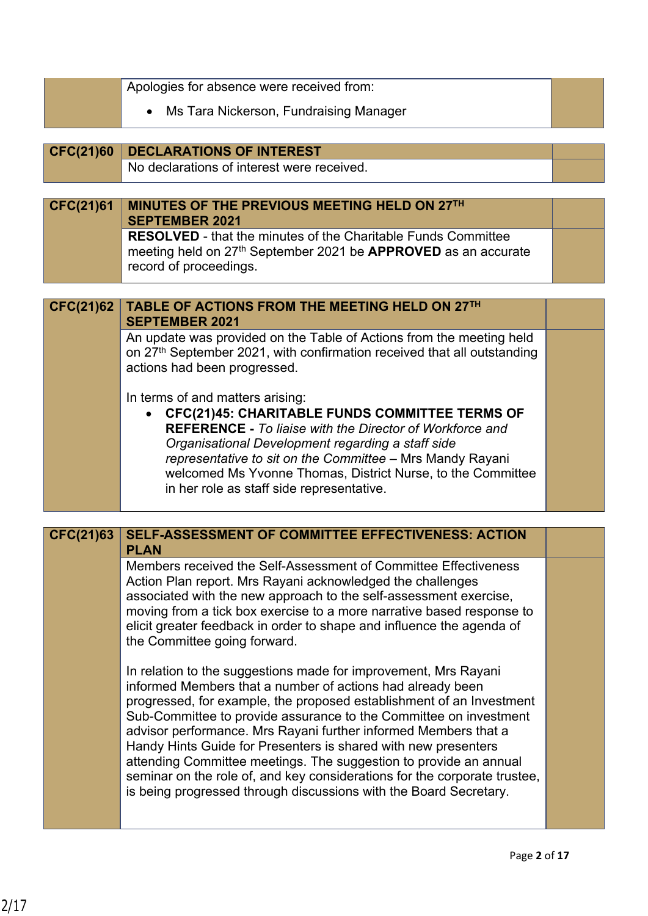| | Apologies for absence were received from:<br>• Ms Tara Nickerson, Fundraising Manager | |
|---|---|---|

| **CFC(21)60** | **DECLARATIONS OF INTEREST** | |
|---|---|---|
| | No declarations of interest were received. | |

| **CFC(21)61** | **MINUTES OF THE PREVIOUS MEETING HELD ON 27TH SEPTEMBER 2021** | |
|---|---|---|
| | **RESOLVED** - that the minutes of the Charitable Funds Committee meeting held on 27th September 2021 be **APPROVED** as an accurate record of proceedings. | |

| **CFC(21)62** | **TABLE OF ACTIONS FROM THE MEETING HELD ON 27TH SEPTEMBER 2021** | |
|---|---|---|
| | An update was provided on the Table of Actions from the meeting held on 27th September 2021, with confirmation received that all outstanding actions had been progressed.<br><br>In terms of and matters arising:<br>• **CFC(21)45: CHARITABLE FUNDS COMMITTEE TERMS OF REFERENCE -** *To liaise with the Director of Workforce and Organisational Development regarding a staff side representative to sit on the Committee* – Mrs Mandy Rayani welcomed Ms Yvonne Thomas, District Nurse, to the Committee in her role as staff side representative. | |

| **CFC(21)63** | **SELF-ASSESSMENT OF COMMITTEE EFFECTIVENESS: ACTION PLAN** | |
|---|---|---|
| | Members received the Self-Assessment of Committee Effectiveness Action Plan report. Mrs Rayani acknowledged the challenges associated with the new approach to the self-assessment exercise, moving from a tick box exercise to a more narrative based response to elicit greater feedback in order to shape and influence the agenda of the Committee going forward.<br><br>In relation to the suggestions made for improvement, Mrs Rayani informed Members that a number of actions had already been progressed, for example, the proposed establishment of an Investment Sub-Committee to provide assurance to the Committee on investment advisor performance. Mrs Rayani further informed Members that a Handy Hints Guide for Presenters is shared with new presenters attending Committee meetings. The suggestion to provide an annual seminar on the role of, and key considerations for the corporate trustee, is being progressed through discussions with the Board Secretary. | |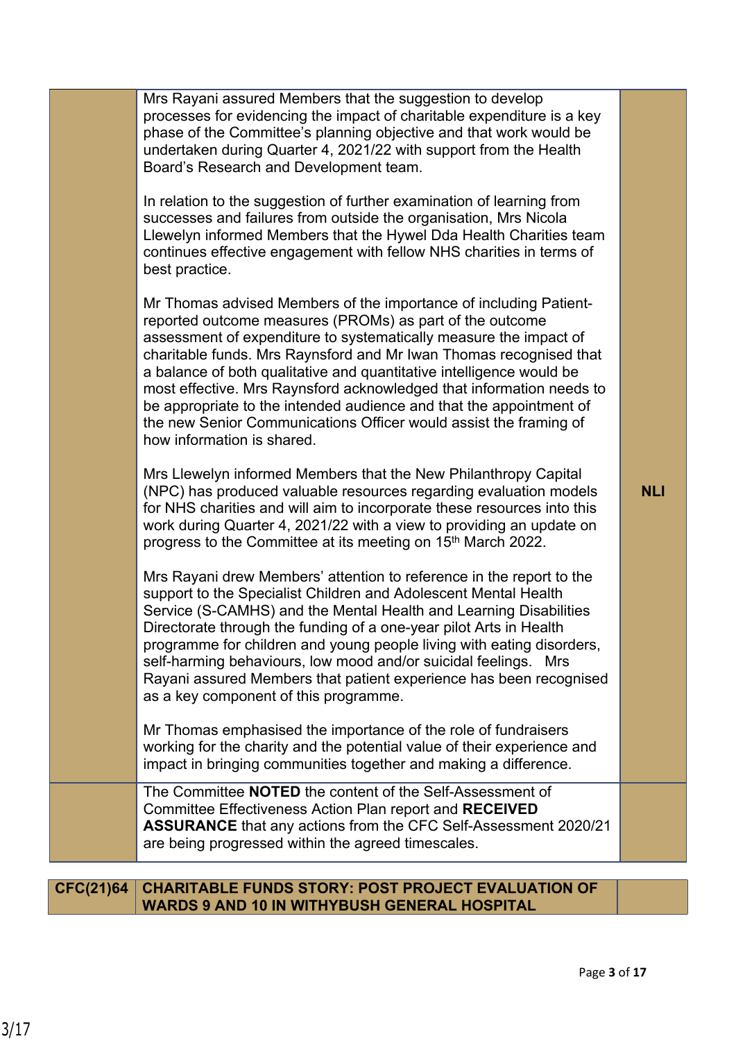| | | |
|---|---|---|
| | Mrs Rayani assured Members that the suggestion to develop processes for evidencing the impact of charitable expenditure is a key phase of the Committee's planning objective and that work would be undertaken during Quarter 4, 2021/22 with support from the Health Board's Research and Development team.<br><br>In relation to the suggestion of further examination of learning from successes and failures from outside the organisation, Mrs Nicola Llewelyn informed Members that the Hywel Dda Health Charities team continues effective engagement with fellow NHS charities in terms of best practice.<br><br>Mr Thomas advised Members of the importance of including Patient-reported outcome measures (PROMs) as part of the outcome assessment of expenditure to systematically measure the impact of charitable funds. Mrs Raynsford and Mr Iwan Thomas recognised that a balance of both qualitative and quantitative intelligence would be most effective. Mrs Raynsford acknowledged that information needs to be appropriate to the intended audience and that the appointment of the new Senior Communications Officer would assist the framing of how information is shared.<br><br>Mrs Llewelyn informed Members that the New Philanthropy Capital (NPC) has produced valuable resources regarding evaluation models for NHS charities and will aim to incorporate these resources into this work during Quarter 4, 2021/22 with a view to providing an update on progress to the Committee at its meeting on 15th March 2022.<br><br>Mrs Rayani drew Members' attention to reference in the report to the support to the Specialist Children and Adolescent Mental Health Service (S-CAMHS) and the Mental Health and Learning Disabilities Directorate through the funding of a one-year pilot Arts in Health programme for children and young people living with eating disorders, self-harming behaviours, low mood and/or suicidal feelings. Mrs Rayani assured Members that patient experience has been recognised as a key component of this programme.<br><br>Mr Thomas emphasised the importance of the role of fundraisers working for the charity and the potential value of their experience and impact in bringing communities together and making a difference. | **NLl** |
| | The Committee **NOTED** the content of the Self-Assessment of Committee Effectiveness Action Plan report and **RECEIVED ASSURANCE** that any actions from the CFC Self-Assessment 2020/21 are being progressed within the agreed timescales. | |

| **CFC(21)64** | **CHARITABLE FUNDS STORY: POST PROJECT EVALUATION OF WARDS 9 AND 10 IN WITHYBUSH GENERAL HOSPITAL** | |
|---|---|---|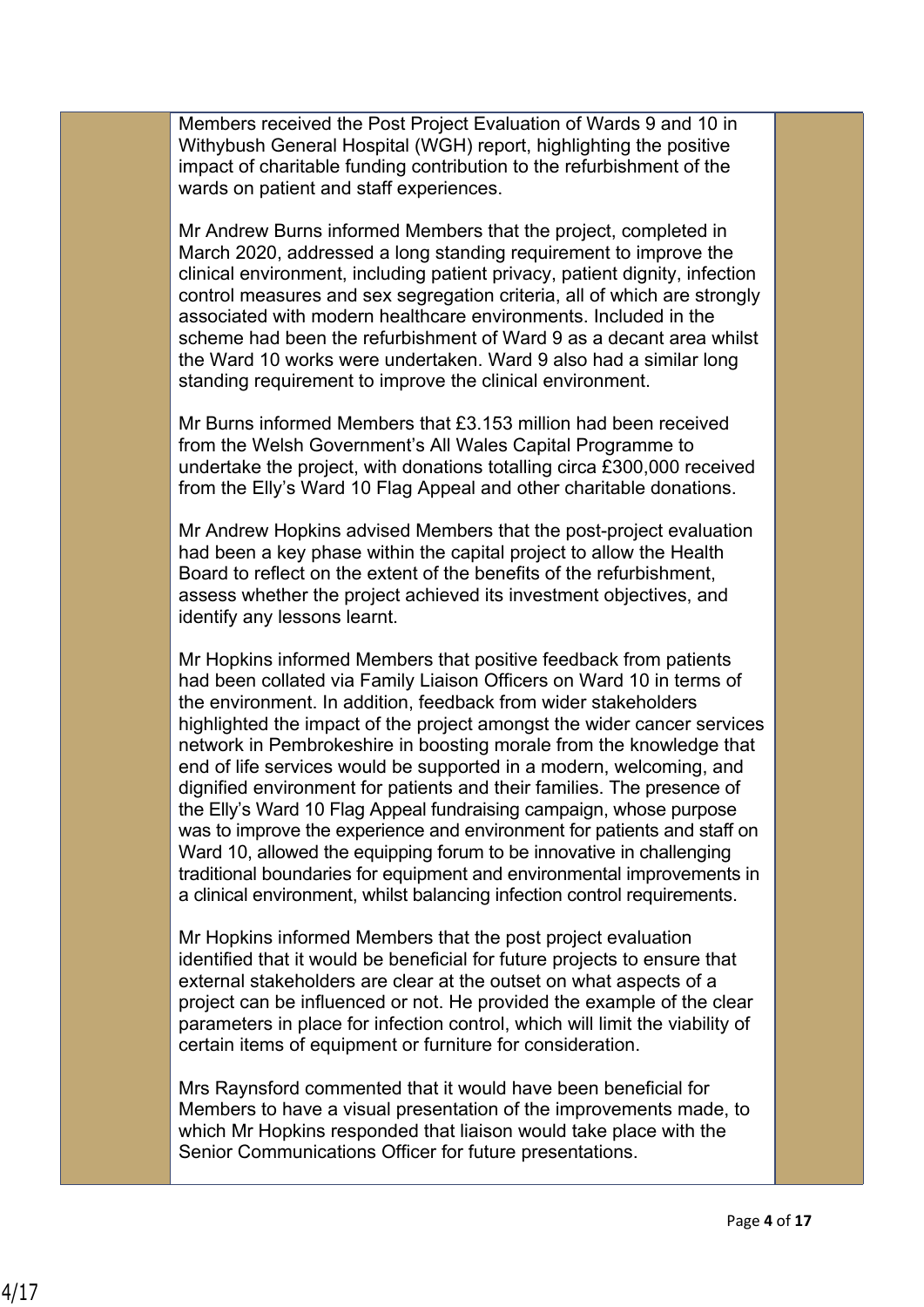Members received the Post Project Evaluation of Wards 9 and 10 in Withybush General Hospital (WGH) report, highlighting the positive impact of charitable funding contribution to the refurbishment of the wards on patient and staff experiences.

Mr Andrew Burns informed Members that the project, completed in March 2020, addressed a long standing requirement to improve the clinical environment, including patient privacy, patient dignity, infection control measures and sex segregation criteria, all of which are strongly associated with modern healthcare environments. Included in the scheme had been the refurbishment of Ward 9 as a decant area whilst the Ward 10 works were undertaken. Ward 9 also had a similar long standing requirement to improve the clinical environment.

Mr Burns informed Members that £3.153 million had been received from the Welsh Government's All Wales Capital Programme to undertake the project, with donations totalling circa £300,000 received from the Elly's Ward 10 Flag Appeal and other charitable donations.

Mr Andrew Hopkins advised Members that the post-project evaluation had been a key phase within the capital project to allow the Health Board to reflect on the extent of the benefits of the refurbishment, assess whether the project achieved its investment objectives, and identify any lessons learnt.

Mr Hopkins informed Members that positive feedback from patients had been collated via Family Liaison Officers on Ward 10 in terms of the environment. In addition, feedback from wider stakeholders highlighted the impact of the project amongst the wider cancer services network in Pembrokeshire in boosting morale from the knowledge that end of life services would be supported in a modern, welcoming, and dignified environment for patients and their families. The presence of the Elly's Ward 10 Flag Appeal fundraising campaign, whose purpose was to improve the experience and environment for patients and staff on Ward 10, allowed the equipping forum to be innovative in challenging traditional boundaries for equipment and environmental improvements in a clinical environment, whilst balancing infection control requirements.

Mr Hopkins informed Members that the post project evaluation identified that it would be beneficial for future projects to ensure that external stakeholders are clear at the outset on what aspects of a project can be influenced or not. He provided the example of the clear parameters in place for infection control, which will limit the viability of certain items of equipment or furniture for consideration.

Mrs Raynsford commented that it would have been beneficial for Members to have a visual presentation of the improvements made, to which Mr Hopkins responded that liaison would take place with the Senior Communications Officer for future presentations.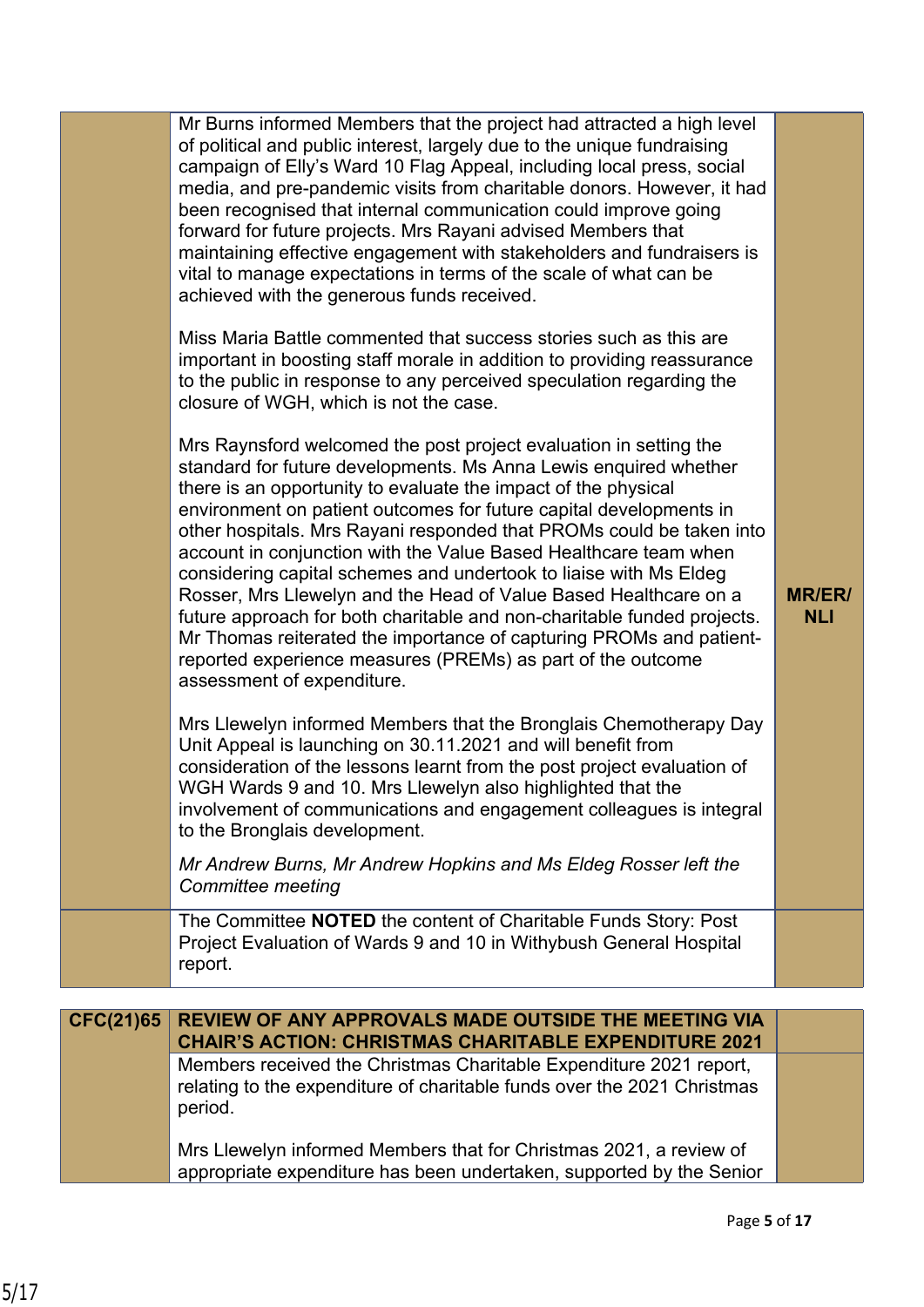| | | |
|---|---|---|
| | Mr Burns informed Members that the project had attracted a high level of political and public interest, largely due to the unique fundraising campaign of Elly's Ward 10 Flag Appeal, including local press, social media, and pre-pandemic visits from charitable donors. However, it had been recognised that internal communication could improve going forward for future projects. Mrs Rayani advised Members that maintaining effective engagement with stakeholders and fundraisers is vital to manage expectations in terms of the scale of what can be achieved with the generous funds received.<br><br>Miss Maria Battle commented that success stories such as this are important in boosting staff morale in addition to providing reassurance to the public in response to any perceived speculation regarding the closure of WGH, which is not the case.<br><br>Mrs Raynsford welcomed the post project evaluation in setting the standard for future developments. Ms Anna Lewis enquired whether there is an opportunity to evaluate the impact of the physical environment on patient outcomes for future capital developments in other hospitals. Mrs Rayani responded that PROMs could be taken into account in conjunction with the Value Based Healthcare team when considering capital schemes and undertook to liaise with Ms Eldeg Rosser, Mrs Llewelyn and the Head of Value Based Healthcare on a future approach for both charitable and non-charitable funded projects. Mr Thomas reiterated the importance of capturing PROMs and patient-reported experience measures (PREMs) as part of the outcome assessment of expenditure.<br><br>Mrs Llewelyn informed Members that the Bronglais Chemotherapy Day Unit Appeal is launching on 30.11.2021 and will benefit from consideration of the lessons learnt from the post project evaluation of WGH Wards 9 and 10. Mrs Llewelyn also highlighted that the involvement of communications and engagement colleagues is integral to the Bronglais development.<br><br>*Mr Andrew Burns, Mr Andrew Hopkins and Ms Eldeg Rosser left the Committee meeting* | **MR/ER/ NLl** |
| | The Committee **NOTED** the content of Charitable Funds Story: Post Project Evaluation of Wards 9 and 10 in Withybush General Hospital report. | |

| | | |
|---|---|---|
| **CFC(21)65** | **REVIEW OF ANY APPROVALS MADE OUTSIDE THE MEETING VIA CHAIR'S ACTION: CHRISTMAS CHARITABLE EXPENDITURE 2021** | |
| | Members received the Christmas Charitable Expenditure 2021 report, relating to the expenditure of charitable funds over the 2021 Christmas period.<br><br>Mrs Llewelyn informed Members that for Christmas 2021, a review of appropriate expenditure has been undertaken, supported by the Senior | |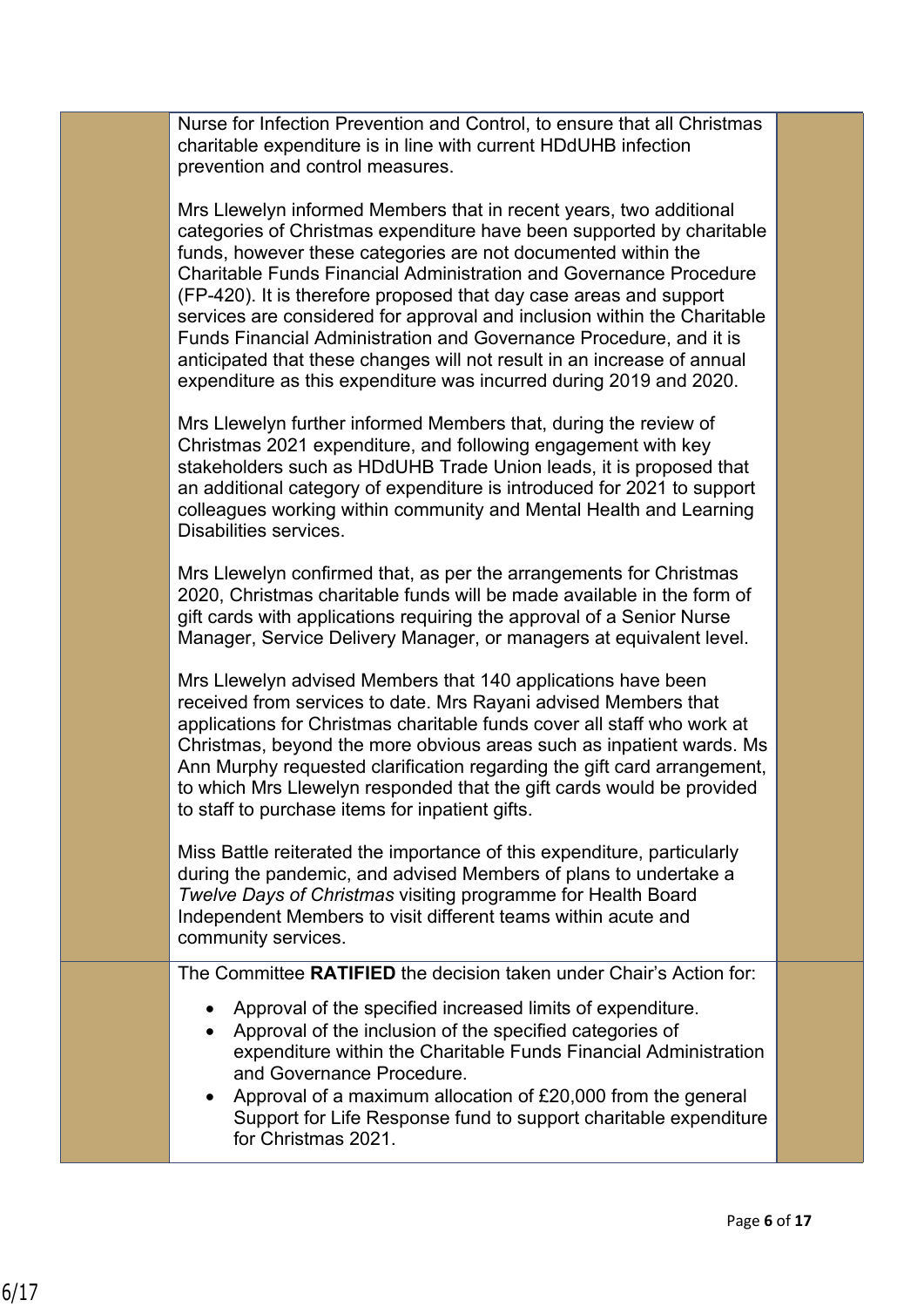| | | |
|---|---|---|
| | Nurse for Infection Prevention and Control, to ensure that all Christmas charitable expenditure is in line with current HDdUHB infection prevention and control measures.<br><br>Mrs Llewelyn informed Members that in recent years, two additional categories of Christmas expenditure have been supported by charitable funds, however these categories are not documented within the Charitable Funds Financial Administration and Governance Procedure (FP-420). It is therefore proposed that day case areas and support services are considered for approval and inclusion within the Charitable Funds Financial Administration and Governance Procedure, and it is anticipated that these changes will not result in an increase of annual expenditure as this expenditure was incurred during 2019 and 2020.<br><br>Mrs Llewelyn further informed Members that, during the review of Christmas 2021 expenditure, and following engagement with key stakeholders such as HDdUHB Trade Union leads, it is proposed that an additional category of expenditure is introduced for 2021 to support colleagues working within community and Mental Health and Learning Disabilities services.<br><br>Mrs Llewelyn confirmed that, as per the arrangements for Christmas 2020, Christmas charitable funds will be made available in the form of gift cards with applications requiring the approval of a Senior Nurse Manager, Service Delivery Manager, or managers at equivalent level.<br><br>Mrs Llewelyn advised Members that 140 applications have been received from services to date. Mrs Rayani advised Members that applications for Christmas charitable funds cover all staff who work at Christmas, beyond the more obvious areas such as inpatient wards. Ms Ann Murphy requested clarification regarding the gift card arrangement, to which Mrs Llewelyn responded that the gift cards would be provided to staff to purchase items for inpatient gifts.<br><br>Miss Battle reiterated the importance of this expenditure, particularly during the pandemic, and advised Members of plans to undertake a *Twelve Days of Christmas* visiting programme for Health Board Independent Members to visit different teams within acute and community services. | |
| | The Committee **RATIFIED** the decision taken under Chair's Action for:<br><br>• Approval of the specified increased limits of expenditure.<br>• Approval of the inclusion of the specified categories of expenditure within the Charitable Funds Financial Administration and Governance Procedure.<br>• Approval of a maximum allocation of £20,000 from the general Support for Life Response fund to support charitable expenditure for Christmas 2021. | |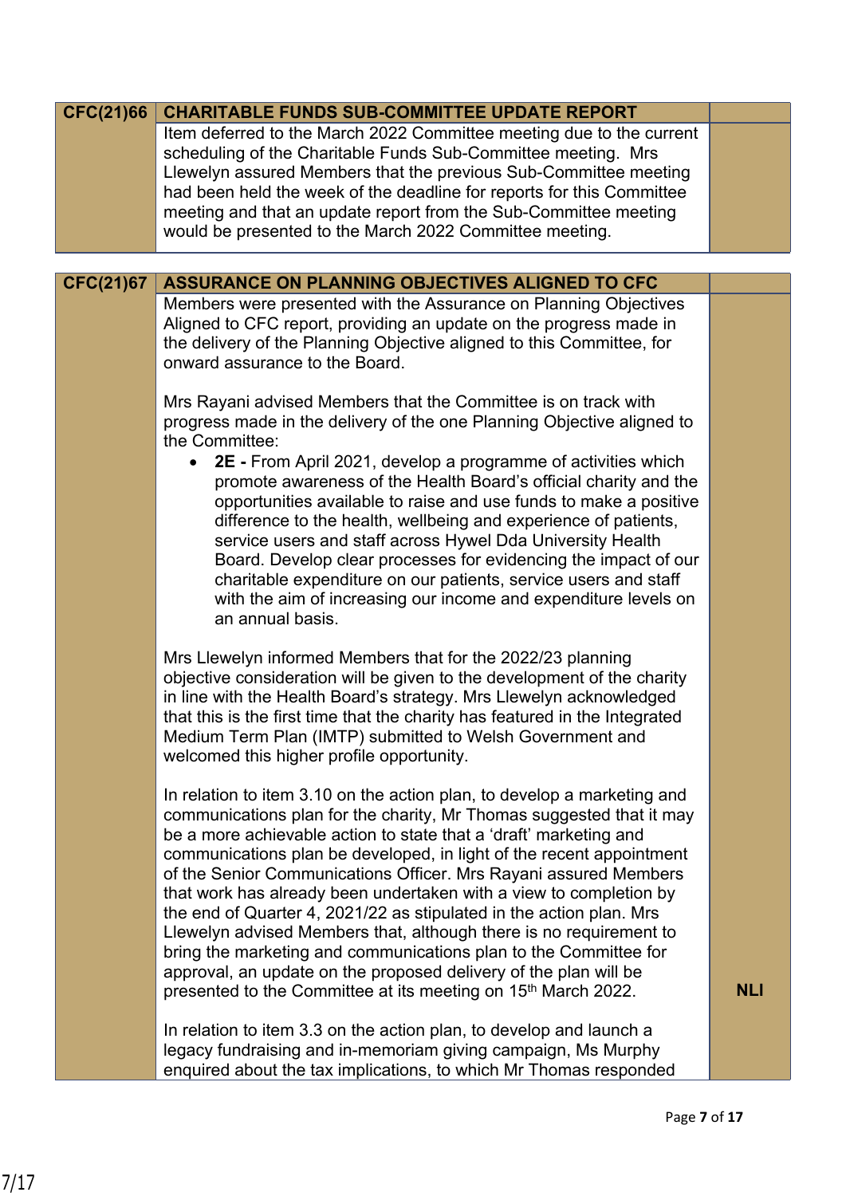| CFC(21)66 | CHARITABLE FUNDS SUB-COMMITTEE UPDATE REPORT | |
|---|---|---|
| | Item deferred to the March 2022 Committee meeting due to the current scheduling of the Charitable Funds Sub-Committee meeting. Mrs Llewelyn assured Members that the previous Sub-Committee meeting had been held the week of the deadline for reports for this Committee meeting and that an update report from the Sub-Committee meeting would be presented to the March 2022 Committee meeting. | |

| CFC(21)67 | ASSURANCE ON PLANNING OBJECTIVES ALIGNED TO CFC | |
|---|---|---|
| | Members were presented with the Assurance on Planning Objectives Aligned to CFC report, providing an update on the progress made in the delivery of the Planning Objective aligned to this Committee, for onward assurance to the Board.<br><br>Mrs Rayani advised Members that the Committee is on track with progress made in the delivery of the one Planning Objective aligned to the Committee:<br>• **2E -** From April 2021, develop a programme of activities which promote awareness of the Health Board's official charity and the opportunities available to raise and use funds to make a positive difference to the health, wellbeing and experience of patients, service users and staff across Hywel Dda University Health Board. Develop clear processes for evidencing the impact of our charitable expenditure on our patients, service users and staff with the aim of increasing our income and expenditure levels on an annual basis.<br><br>Mrs Llewelyn informed Members that for the 2022/23 planning objective consideration will be given to the development of the charity in line with the Health Board's strategy. Mrs Llewelyn acknowledged that this is the first time that the charity has featured in the Integrated Medium Term Plan (IMTP) submitted to Welsh Government and welcomed this higher profile opportunity.<br><br>In relation to item 3.10 on the action plan, to develop a marketing and communications plan for the charity, Mr Thomas suggested that it may be a more achievable action to state that a 'draft' marketing and communications plan be developed, in light of the recent appointment of the Senior Communications Officer. Mrs Rayani assured Members that work has already been undertaken with a view to completion by the end of Quarter 4, 2021/22 as stipulated in the action plan. Mrs Llewelyn advised Members that, although there is no requirement to bring the marketing and communications plan to the Committee for approval, an update on the proposed delivery of the plan will be presented to the Committee at its meeting on 15th March 2022. | **NLl** |
| | In relation to item 3.3 on the action plan, to develop and launch a legacy fundraising and in-memoriam giving campaign, Ms Murphy enquired about the tax implications, to which Mr Thomas responded | |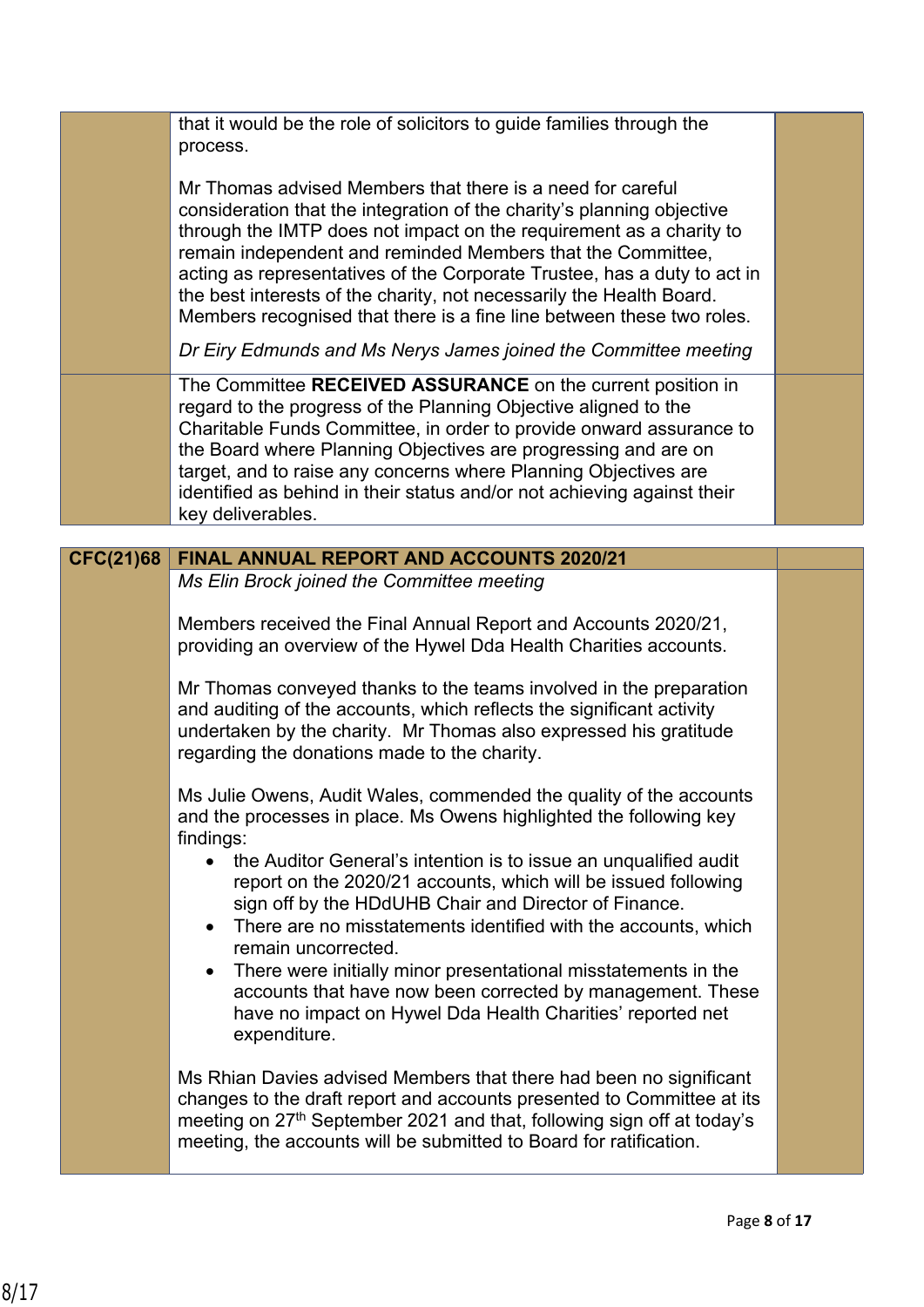| | | |
|---|---|---|
| | that it would be the role of solicitors to guide families through the process.<br><br>Mr Thomas advised Members that there is a need for careful consideration that the integration of the charity's planning objective through the IMTP does not impact on the requirement as a charity to remain independent and reminded Members that the Committee, acting as representatives of the Corporate Trustee, has a duty to act in the best interests of the charity, not necessarily the Health Board. Members recognised that there is a fine line between these two roles.<br><br>*Dr Eiry Edmunds and Ms Nerys James joined the Committee meeting* | |
| | The Committee **RECEIVED ASSURANCE** on the current position in regard to the progress of the Planning Objective aligned to the Charitable Funds Committee, in order to provide onward assurance to the Board where Planning Objectives are progressing and are on target, and to raise any concerns where Planning Objectives are identified as behind in their status and/or not achieving against their key deliverables. | |

| | | |
|---|---|---|
| **CFC(21)68** | **FINAL ANNUAL REPORT AND ACCOUNTS 2020/21** | |
| | *Ms Elin Brock joined the Committee meeting*<br><br>Members received the Final Annual Report and Accounts 2020/21, providing an overview of the Hywel Dda Health Charities accounts.<br><br>Mr Thomas conveyed thanks to the teams involved in the preparation and auditing of the accounts, which reflects the significant activity undertaken by the charity. Mr Thomas also expressed his gratitude regarding the donations made to the charity.<br><br>Ms Julie Owens, Audit Wales, commended the quality of the accounts and the processes in place. Ms Owens highlighted the following key findings:<br>• the Auditor General's intention is to issue an unqualified audit report on the 2020/21 accounts, which will be issued following sign off by the HDdUHB Chair and Director of Finance.<br>• There are no misstatements identified with the accounts, which remain uncorrected.<br>• There were initially minor presentational misstatements in the accounts that have now been corrected by management. These have no impact on Hywel Dda Health Charities' reported net expenditure.<br><br>Ms Rhian Davies advised Members that there had been no significant changes to the draft report and accounts presented to Committee at its meeting on 27th September 2021 and that, following sign off at today's meeting, the accounts will be submitted to Board for ratification. | |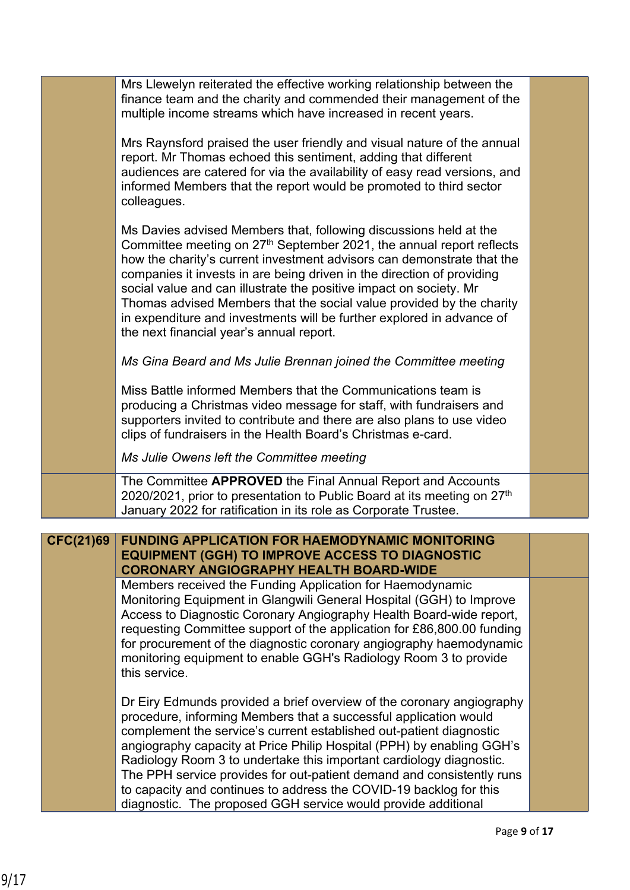| | | |
|---|---|---|
| | Mrs Llewelyn reiterated the effective working relationship between the finance team and the charity and commended their management of the multiple income streams which have increased in recent years.<br><br>Mrs Raynsford praised the user friendly and visual nature of the annual report. Mr Thomas echoed this sentiment, adding that different audiences are catered for via the availability of easy read versions, and informed Members that the report would be promoted to third sector colleagues.<br><br>Ms Davies advised Members that, following discussions held at the Committee meeting on 27th September 2021, the annual report reflects how the charity's current investment advisors can demonstrate that the companies it invests in are being driven in the direction of providing social value and can illustrate the positive impact on society. Mr Thomas advised Members that the social value provided by the charity in expenditure and investments will be further explored in advance of the next financial year's annual report.<br><br>*Ms Gina Beard and Ms Julie Brennan joined the Committee meeting*<br><br>Miss Battle informed Members that the Communications team is producing a Christmas video message for staff, with fundraisers and supporters invited to contribute and there are also plans to use video clips of fundraisers in the Health Board's Christmas e-card.<br><br>*Ms Julie Owens left the Committee meeting* | |
| | The Committee **APPROVED** the Final Annual Report and Accounts 2020/2021, prior to presentation to Public Board at its meeting on 27th January 2022 for ratification in its role as Corporate Trustee. | |

| | | |
|---|---|---|
| **CFC(21)69** | **FUNDING APPLICATION FOR HAEMODYNAMIC MONITORING EQUIPMENT (GGH) TO IMPROVE ACCESS TO DIAGNOSTIC CORONARY ANGIOGRAPHY HEALTH BOARD-WIDE** | |
| | Members received the Funding Application for Haemodynamic Monitoring Equipment in Glangwili General Hospital (GGH) to Improve Access to Diagnostic Coronary Angiography Health Board-wide report, requesting Committee support of the application for £86,800.00 funding for procurement of the diagnostic coronary angiography haemodynamic monitoring equipment to enable GGH's Radiology Room 3 to provide this service.<br><br>Dr Eiry Edmunds provided a brief overview of the coronary angiography procedure, informing Members that a successful application would complement the service's current established out-patient diagnostic angiography capacity at Price Philip Hospital (PPH) by enabling GGH's Radiology Room 3 to undertake this important cardiology diagnostic. The PPH service provides for out-patient demand and consistently runs to capacity and continues to address the COVID-19 backlog for this diagnostic. The proposed GGH service would provide additional | |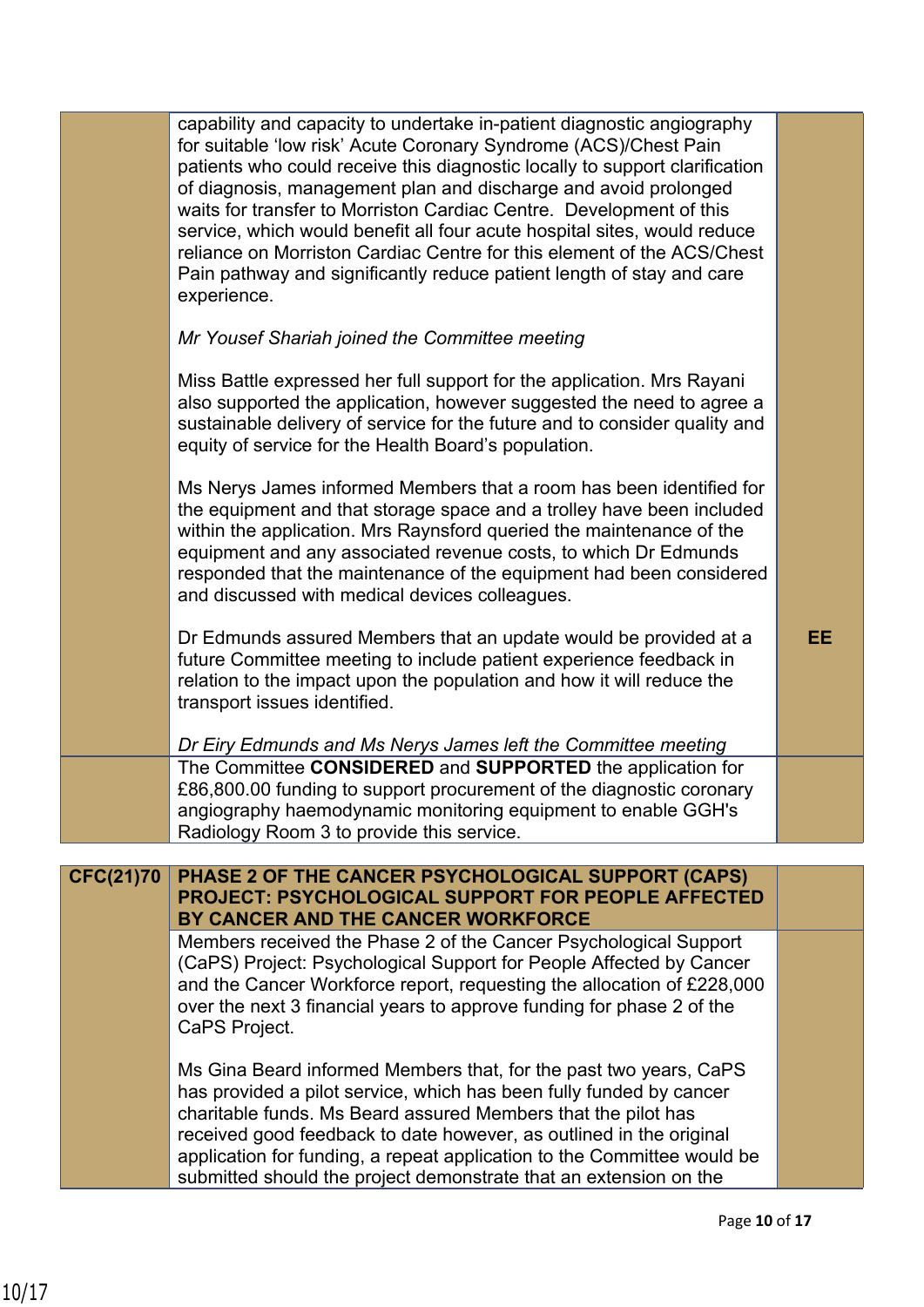| | | |
|---|---|---|
| | capability and capacity to undertake in-patient diagnostic angiography for suitable 'low risk' Acute Coronary Syndrome (ACS)/Chest Pain patients who could receive this diagnostic locally to support clarification of diagnosis, management plan and discharge and avoid prolonged waits for transfer to Morriston Cardiac Centre. Development of this service, which would benefit all four acute hospital sites, would reduce reliance on Morriston Cardiac Centre for this element of the ACS/Chest Pain pathway and significantly reduce patient length of stay and care experience.<br><br>*Mr Yousef Shariah joined the Committee meeting*<br><br>Miss Battle expressed her full support for the application. Mrs Rayani also supported the application, however suggested the need to agree a sustainable delivery of service for the future and to consider quality and equity of service for the Health Board's population.<br><br>Ms Nerys James informed Members that a room has been identified for the equipment and that storage space and a trolley have been included within the application. Mrs Raynsford queried the maintenance of the equipment and any associated revenue costs, to which Dr Edmunds responded that the maintenance of the equipment had been considered and discussed with medical devices colleagues.<br><br>Dr Edmunds assured Members that an update would be provided at a future Committee meeting to include patient experience feedback in relation to the impact upon the population and how it will reduce the transport issues identified.<br><br>*Dr Eiry Edmunds and Ms Nerys James left the Committee meeting* | **EE** |
| | The Committee **CONSIDERED** and **SUPPORTED** the application for £86,800.00 funding to support procurement of the diagnostic coronary angiography haemodynamic monitoring equipment to enable GGH's Radiology Room 3 to provide this service. | |

| | | |
|---|---|---|
| **CFC(21)70** | **PHASE 2 OF THE CANCER PSYCHOLOGICAL SUPPORT (CAPS) PROJECT: PSYCHOLOGICAL SUPPORT FOR PEOPLE AFFECTED BY CANCER AND THE CANCER WORKFORCE** | |
| | Members received the Phase 2 of the Cancer Psychological Support (CaPS) Project: Psychological Support for People Affected by Cancer and the Cancer Workforce report, requesting the allocation of £228,000 over the next 3 financial years to approve funding for phase 2 of the CaPS Project.<br><br>Ms Gina Beard informed Members that, for the past two years, CaPS has provided a pilot service, which has been fully funded by cancer charitable funds. Ms Beard assured Members that the pilot has received good feedback to date however, as outlined in the original application for funding, a repeat application to the Committee would be submitted should the project demonstrate that an extension on the | |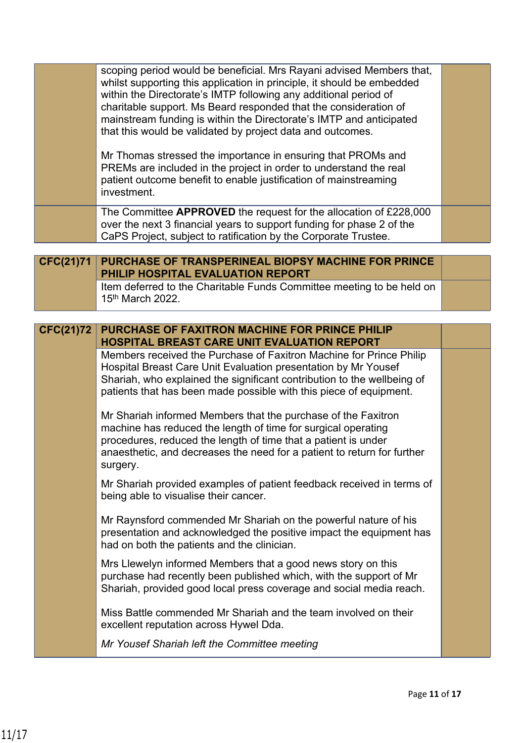| | | |
|---|---|---|
| | scoping period would be beneficial. Mrs Rayani advised Members that, whilst supporting this application in principle, it should be embedded within the Directorate's IMTP following any additional period of charitable support. Ms Beard responded that the consideration of mainstream funding is within the Directorate's IMTP and anticipated that this would be validated by project data and outcomes.<br><br>Mr Thomas stressed the importance in ensuring that PROMs and PREMs are included in the project in order to understand the real patient outcome benefit to enable justification of mainstreaming investment. | |
| | The Committee **APPROVED** the request for the allocation of £228,000 over the next 3 financial years to support funding for phase 2 of the CaPS Project, subject to ratification by the Corporate Trustee. | |

| | | |
|---|---|---|
| **CFC(21)71** | **PURCHASE OF TRANSPERINEAL BIOPSY MACHINE FOR PRINCE PHILIP HOSPITAL EVALUATION REPORT** | |
| | Item deferred to the Charitable Funds Committee meeting to be held on 15th March 2022. | |

| | | |
|---|---|---|
| **CFC(21)72** | **PURCHASE OF FAXITRON MACHINE FOR PRINCE PHILIP HOSPITAL BREAST CARE UNIT EVALUATION REPORT** | |
| | Members received the Purchase of Faxitron Machine for Prince Philip Hospital Breast Care Unit Evaluation presentation by Mr Yousef Shariah, who explained the significant contribution to the wellbeing of patients that has been made possible with this piece of equipment.<br><br>Mr Shariah informed Members that the purchase of the Faxitron machine has reduced the length of time for surgical operating procedures, reduced the length of time that a patient is under anaesthetic, and decreases the need for a patient to return for further surgery.<br><br>Mr Shariah provided examples of patient feedback received in terms of being able to visualise their cancer.<br><br>Mr Raynsford commended Mr Shariah on the powerful nature of his presentation and acknowledged the positive impact the equipment has had on both the patients and the clinician.<br><br>Mrs Llewelyn informed Members that a good news story on this purchase had recently been published which, with the support of Mr Shariah, provided good local press coverage and social media reach.<br><br>Miss Battle commended Mr Shariah and the team involved on their excellent reputation across Hywel Dda.<br><br>*Mr Yousef Shariah left the Committee meeting* | |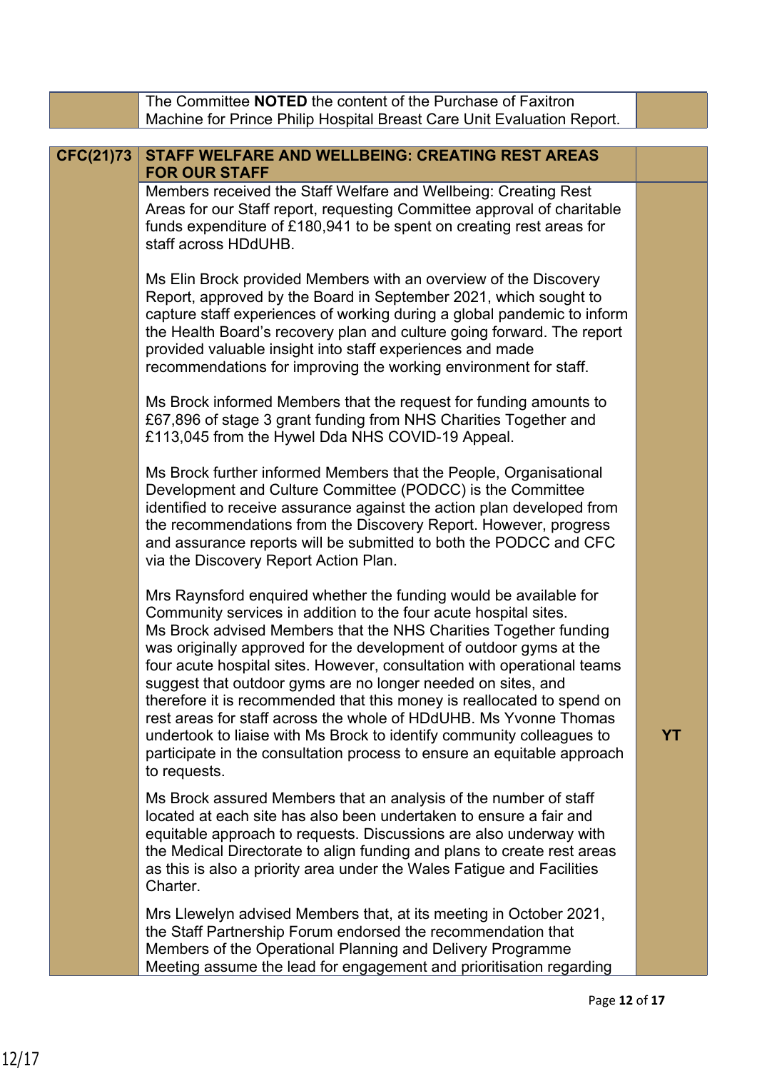| | | |
|---|---|---|
| | The Committee **NOTED** the content of the Purchase of Faxitron Machine for Prince Philip Hospital Breast Care Unit Evaluation Report. | |

| | | |
|---|---|---|
| **CFC(21)73** | **STAFF WELFARE AND WELLBEING: CREATING REST AREAS FOR OUR STAFF** | |
| | Members received the Staff Welfare and Wellbeing: Creating Rest Areas for our Staff report, requesting Committee approval of charitable funds expenditure of £180,941 to be spent on creating rest areas for staff across HDdUHB.<br><br>Ms Elin Brock provided Members with an overview of the Discovery Report, approved by the Board in September 2021, which sought to capture staff experiences of working during a global pandemic to inform the Health Board's recovery plan and culture going forward. The report provided valuable insight into staff experiences and made recommendations for improving the working environment for staff.<br><br>Ms Brock informed Members that the request for funding amounts to £67,896 of stage 3 grant funding from NHS Charities Together and £113,045 from the Hywel Dda NHS COVID-19 Appeal.<br><br>Ms Brock further informed Members that the People, Organisational Development and Culture Committee (PODCC) is the Committee identified to receive assurance against the action plan developed from the recommendations from the Discovery Report. However, progress and assurance reports will be submitted to both the PODCC and CFC via the Discovery Report Action Plan.<br><br>Mrs Raynsford enquired whether the funding would be available for Community services in addition to the four acute hospital sites. Ms Brock advised Members that the NHS Charities Together funding was originally approved for the development of outdoor gyms at the four acute hospital sites. However, consultation with operational teams suggest that outdoor gyms are no longer needed on sites, and therefore it is recommended that this money is reallocated to spend on rest areas for staff across the whole of HDdUHB. Ms Yvonne Thomas undertook to liaise with Ms Brock to identify community colleagues to participate in the consultation process to ensure an equitable approach to requests. | **YT** |
| | Ms Brock assured Members that an analysis of the number of staff located at each site has also been undertaken to ensure a fair and equitable approach to requests. Discussions are also underway with the Medical Directorate to align funding and plans to create rest areas as this is also a priority area under the Wales Fatigue and Facilities Charter. | |
| | Mrs Llewelyn advised Members that, at its meeting in October 2021, the Staff Partnership Forum endorsed the recommendation that Members of the Operational Planning and Delivery Programme Meeting assume the lead for engagement and prioritisation regarding | |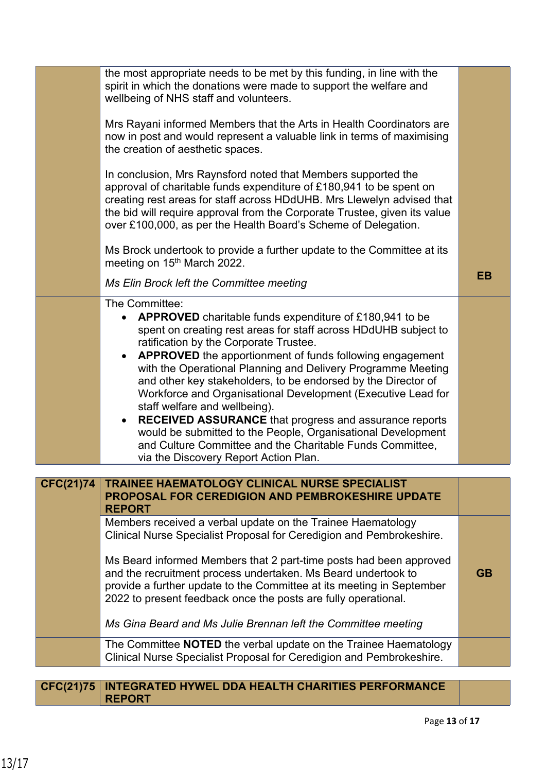| | | |
|---|---|---|
| | the most appropriate needs to be met by this funding, in line with the spirit in which the donations were made to support the welfare and wellbeing of NHS staff and volunteers.<br><br>Mrs Rayani informed Members that the Arts in Health Coordinators are now in post and would represent a valuable link in terms of maximising the creation of aesthetic spaces.<br><br>In conclusion, Mrs Raynsford noted that Members supported the approval of charitable funds expenditure of £180,941 to be spent on creating rest areas for staff across HDdUHB. Mrs Llewelyn advised that the bid will require approval from the Corporate Trustee, given its value over £100,000, as per the Health Board's Scheme of Delegation.<br><br>Ms Brock undertook to provide a further update to the Committee at its meeting on 15th March 2022.<br><br>*Ms Elin Brock left the Committee meeting* | EB |
| | The Committee:<br>• **APPROVED** charitable funds expenditure of £180,941 to be spent on creating rest areas for staff across HDdUHB subject to ratification by the Corporate Trustee.<br>• **APPROVED** the apportionment of funds following engagement with the Operational Planning and Delivery Programme Meeting and other key stakeholders, to be endorsed by the Director of Workforce and Organisational Development (Executive Lead for staff welfare and wellbeing).<br>• **RECEIVED ASSURANCE** that progress and assurance reports would be submitted to the People, Organisational Development and Culture Committee and the Charitable Funds Committee, via the Discovery Report Action Plan. | |

| | | |
|---|---|---|
| **CFC(21)74** | **TRAINEE HAEMATOLOGY CLINICAL NURSE SPECIALIST PROPOSAL FOR CEREDIGION AND PEMBROKESHIRE UPDATE REPORT** | |
| | Members received a verbal update on the Trainee Haematology Clinical Nurse Specialist Proposal for Ceredigion and Pembrokeshire.<br><br>Ms Beard informed Members that 2 part-time posts had been approved and the recruitment process undertaken. Ms Beard undertook to provide a further update to the Committee at its meeting in September 2022 to present feedback once the posts are fully operational.<br><br>*Ms Gina Beard and Ms Julie Brennan left the Committee meeting* | GB |
| | The Committee **NOTED** the verbal update on the Trainee Haematology Clinical Nurse Specialist Proposal for Ceredigion and Pembrokeshire. | |

| | | |
|---|---|---|
| **CFC(21)75** | **INTEGRATED HYWEL DDA HEALTH CHARITIES PERFORMANCE REPORT** | |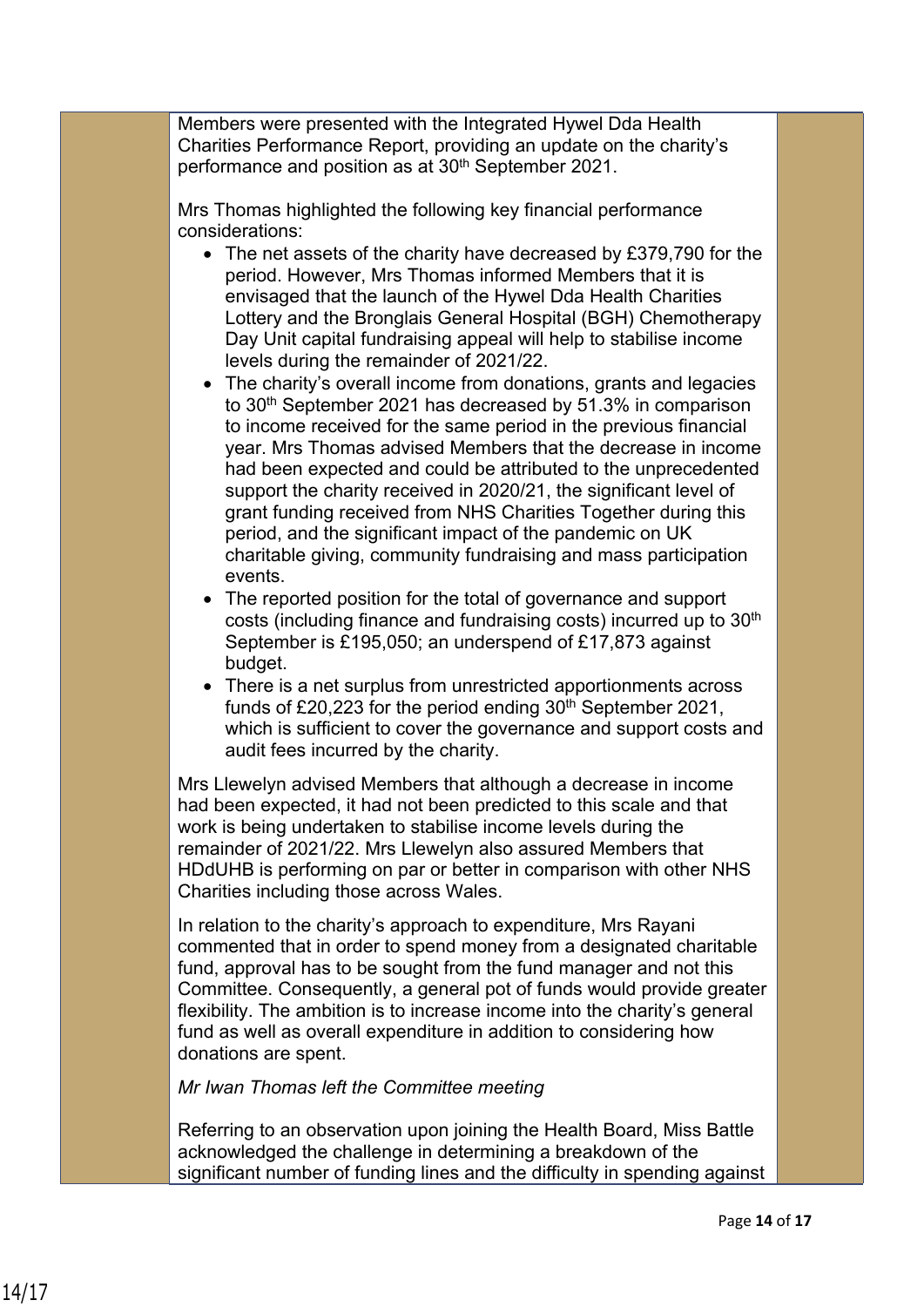Members were presented with the Integrated Hywel Dda Health Charities Performance Report, providing an update on the charity's performance and position as at 30th September 2021.

Mrs Thomas highlighted the following key financial performance considerations:

- The net assets of the charity have decreased by £379,790 for the period. However, Mrs Thomas informed Members that it is envisaged that the launch of the Hywel Dda Health Charities Lottery and the Bronglais General Hospital (BGH) Chemotherapy Day Unit capital fundraising appeal will help to stabilise income levels during the remainder of 2021/22.
- The charity's overall income from donations, grants and legacies to 30th September 2021 has decreased by 51.3% in comparison to income received for the same period in the previous financial year. Mrs Thomas advised Members that the decrease in income had been expected and could be attributed to the unprecedented support the charity received in 2020/21, the significant level of grant funding received from NHS Charities Together during this period, and the significant impact of the pandemic on UK charitable giving, community fundraising and mass participation events.
- The reported position for the total of governance and support costs (including finance and fundraising costs) incurred up to 30th September is £195,050; an underspend of £17,873 against budget.
- There is a net surplus from unrestricted apportionments across funds of £20,223 for the period ending 30th September 2021, which is sufficient to cover the governance and support costs and audit fees incurred by the charity.

Mrs Llewelyn advised Members that although a decrease in income had been expected, it had not been predicted to this scale and that work is being undertaken to stabilise income levels during the remainder of 2021/22. Mrs Llewelyn also assured Members that HDdUHB is performing on par or better in comparison with other NHS Charities including those across Wales.

In relation to the charity's approach to expenditure, Mrs Rayani commented that in order to spend money from a designated charitable fund, approval has to be sought from the fund manager and not this Committee. Consequently, a general pot of funds would provide greater flexibility. The ambition is to increase income into the charity's general fund as well as overall expenditure in addition to considering how donations are spent.

*Mr Iwan Thomas left the Committee meeting*

Referring to an observation upon joining the Health Board, Miss Battle acknowledged the challenge in determining a breakdown of the significant number of funding lines and the difficulty in spending against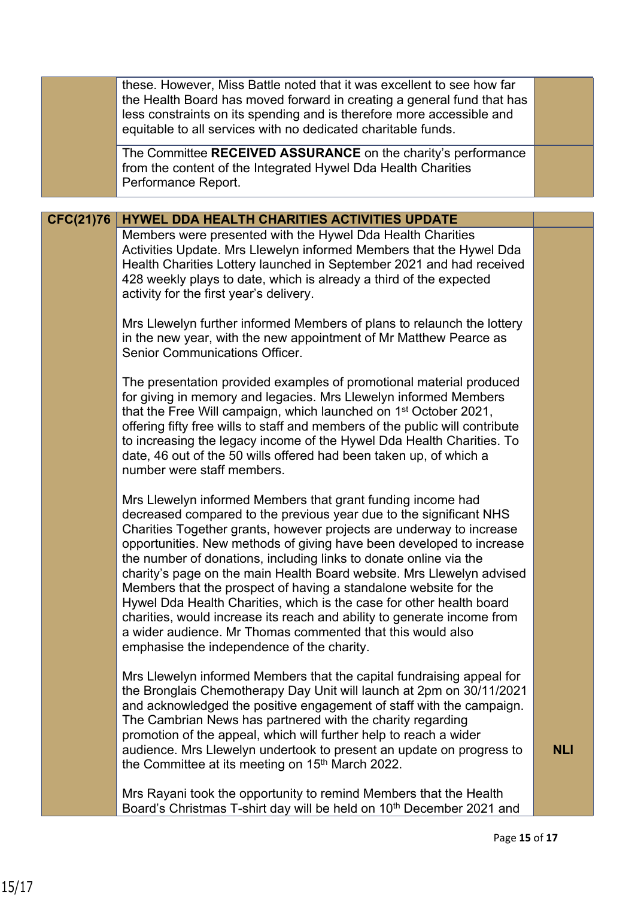| | | |
|---|---|---|
| | these. However, Miss Battle noted that it was excellent to see how far the Health Board has moved forward in creating a general fund that has less constraints on its spending and is therefore more accessible and equitable to all services with no dedicated charitable funds. | |
| | The Committee **RECEIVED ASSURANCE** on the charity's performance from the content of the Integrated Hywel Dda Health Charities Performance Report. | |

| | | |
|---|---|---|
| **CFC(21)76** | **HYWEL DDA HEALTH CHARITIES ACTIVITIES UPDATE** | |
| | Members were presented with the Hywel Dda Health Charities Activities Update. Mrs Llewelyn informed Members that the Hywel Dda Health Charities Lottery launched in September 2021 and had received 428 weekly plays to date, which is already a third of the expected activity for the first year's delivery.<br><br>Mrs Llewelyn further informed Members of plans to relaunch the lottery in the new year, with the new appointment of Mr Matthew Pearce as Senior Communications Officer.<br><br>The presentation provided examples of promotional material produced for giving in memory and legacies. Mrs Llewelyn informed Members that the Free Will campaign, which launched on 1st October 2021, offering fifty free wills to staff and members of the public will contribute to increasing the legacy income of the Hywel Dda Health Charities. To date, 46 out of the 50 wills offered had been taken up, of which a number were staff members.<br><br>Mrs Llewelyn informed Members that grant funding income had decreased compared to the previous year due to the significant NHS Charities Together grants, however projects are underway to increase opportunities. New methods of giving have been developed to increase the number of donations, including links to donate online via the charity's page on the main Health Board website. Mrs Llewelyn advised Members that the prospect of having a standalone website for the Hywel Dda Health Charities, which is the case for other health board charities, would increase its reach and ability to generate income from a wider audience. Mr Thomas commented that this would also emphasise the independence of the charity.<br><br>Mrs Llewelyn informed Members that the capital fundraising appeal for the Bronglais Chemotherapy Day Unit will launch at 2pm on 30/11/2021 and acknowledged the positive engagement of staff with the campaign. The Cambrian News has partnered with the charity regarding promotion of the appeal, which will further help to reach a wider audience. Mrs Llewelyn undertook to present an update on progress to the Committee at its meeting on 15th March 2022.<br><br>Mrs Rayani took the opportunity to remind Members that the Health Board's Christmas T-shirt day will be held on 10th December 2021 and | **NLl** |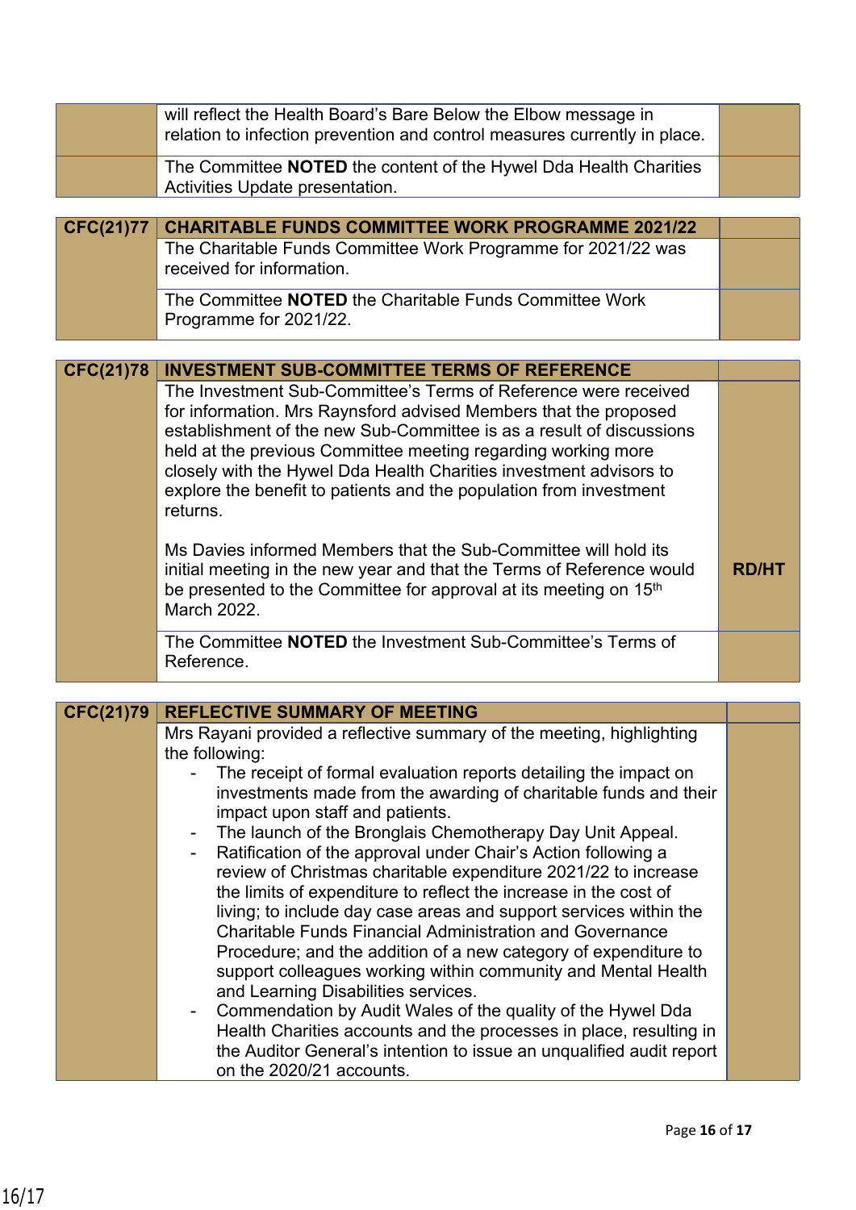| | | |
|---|---|---|
| | will reflect the Health Board's Bare Below the Elbow message in relation to infection prevention and control measures currently in place. | |
| | The Committee **NOTED** the content of the Hywel Dda Health Charities Activities Update presentation. | |

| | | |
|---|---|---|
| **CFC(21)77** | **CHARITABLE FUNDS COMMITTEE WORK PROGRAMME 2021/22** | |
| | The Charitable Funds Committee Work Programme for 2021/22 was received for information. | |
| | The Committee **NOTED** the Charitable Funds Committee Work Programme for 2021/22. | |

| | | |
|---|---|---|
| **CFC(21)78** | **INVESTMENT SUB-COMMITTEE TERMS OF REFERENCE** | |
| | The Investment Sub-Committee's Terms of Reference were received for information. Mrs Raynsford advised Members that the proposed establishment of the new Sub-Committee is as a result of discussions held at the previous Committee meeting regarding working more closely with the Hywel Dda Health Charities investment advisors to explore the benefit to patients and the population from investment returns.<br><br>Ms Davies informed Members that the Sub-Committee will hold its initial meeting in the new year and that the Terms of Reference would be presented to the Committee for approval at its meeting on 15th March 2022. | **RD/HT** |
| | The Committee **NOTED** the Investment Sub-Committee's Terms of Reference. | |

| | | |
|---|---|---|
| **CFC(21)79** | **REFLECTIVE SUMMARY OF MEETING** | |
| | Mrs Rayani provided a reflective summary of the meeting, highlighting the following:<br>- The receipt of formal evaluation reports detailing the impact on investments made from the awarding of charitable funds and their impact upon staff and patients.<br>- The launch of the Bronglais Chemotherapy Day Unit Appeal.<br>- Ratification of the approval under Chair's Action following a review of Christmas charitable expenditure 2021/22 to increase the limits of expenditure to reflect the increase in the cost of living; to include day case areas and support services within the Charitable Funds Financial Administration and Governance Procedure; and the addition of a new category of expenditure to support colleagues working within community and Mental Health and Learning Disabilities services.<br>- Commendation by Audit Wales of the quality of the Hywel Dda Health Charities accounts and the processes in place, resulting in the Auditor General's intention to issue an unqualified audit report on the 2020/21 accounts. | |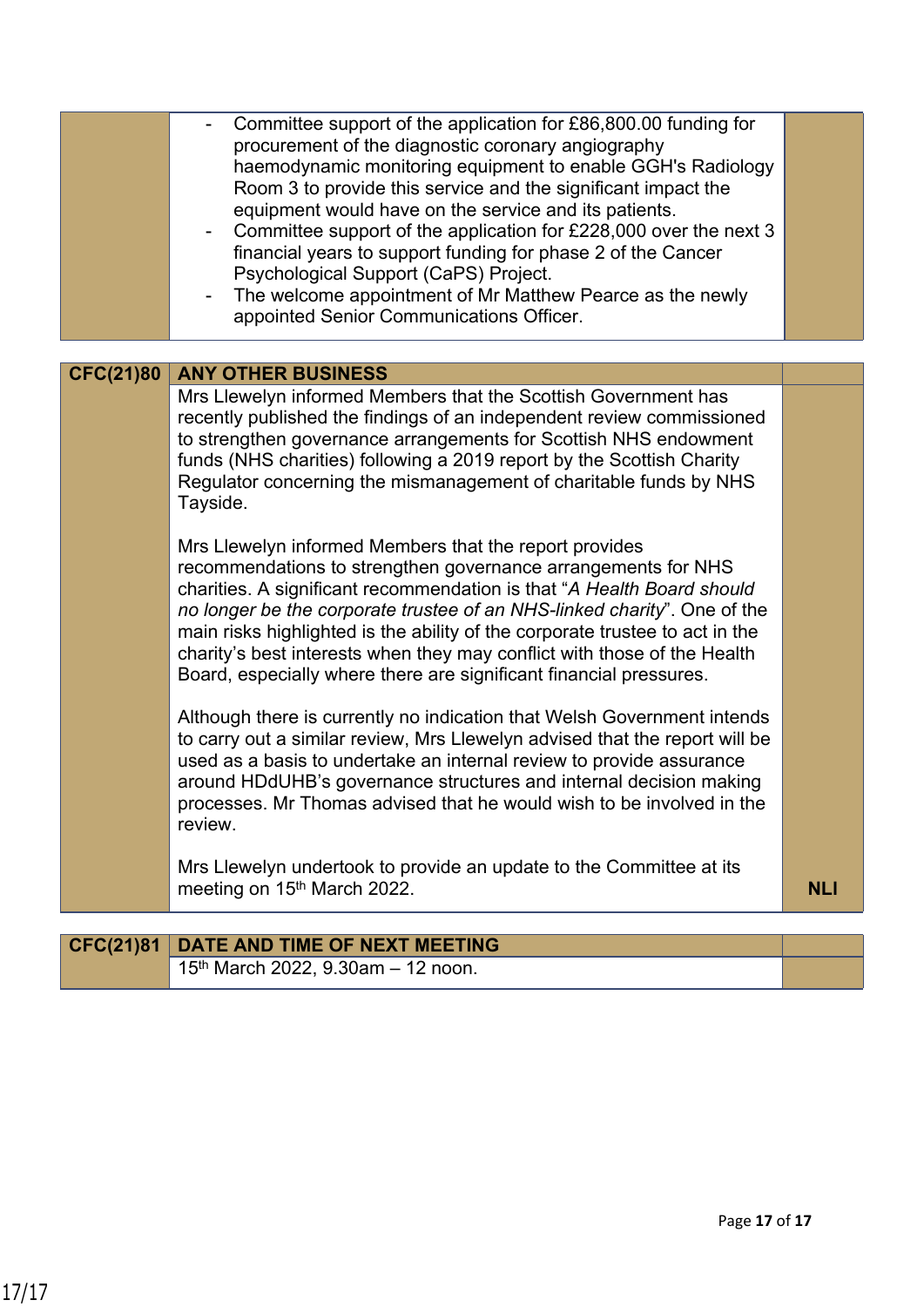| | | |
|---|---|---|
| | - Committee support of the application for £86,800.00 funding for procurement of the diagnostic coronary angiography haemodynamic monitoring equipment to enable GGH's Radiology Room 3 to provide this service and the significant impact the equipment would have on the service and its patients.<br>- Committee support of the application for £228,000 over the next 3 financial years to support funding for phase 2 of the Cancer Psychological Support (CaPS) Project.<br>- The welcome appointment of Mr Matthew Pearce as the newly appointed Senior Communications Officer. | |

| | | |
|---|---|---|
| **CFC(21)80** | **ANY OTHER BUSINESS** | |
| | Mrs Llewelyn informed Members that the Scottish Government has recently published the findings of an independent review commissioned to strengthen governance arrangements for Scottish NHS endowment funds (NHS charities) following a 2019 report by the Scottish Charity Regulator concerning the mismanagement of charitable funds by NHS Tayside.<br><br>Mrs Llewelyn informed Members that the report provides recommendations to strengthen governance arrangements for NHS charities. A significant recommendation is that "*A Health Board should no longer be the corporate trustee of an NHS-linked charity*". One of the main risks highlighted is the ability of the corporate trustee to act in the charity's best interests when they may conflict with those of the Health Board, especially where there are significant financial pressures.<br><br>Although there is currently no indication that Welsh Government intends to carry out a similar review, Mrs Llewelyn advised that the report will be used as a basis to undertake an internal review to provide assurance around HDdUHB's governance structures and internal decision making processes. Mr Thomas advised that he would wish to be involved in the review.<br><br>Mrs Llewelyn undertook to provide an update to the Committee at its meeting on 15th March 2022. | **NLl** |

| | | |
|---|---|---|
| **CFC(21)81** | **DATE AND TIME OF NEXT MEETING** | |
| | 15th March 2022, 9.30am – 12 noon. | |